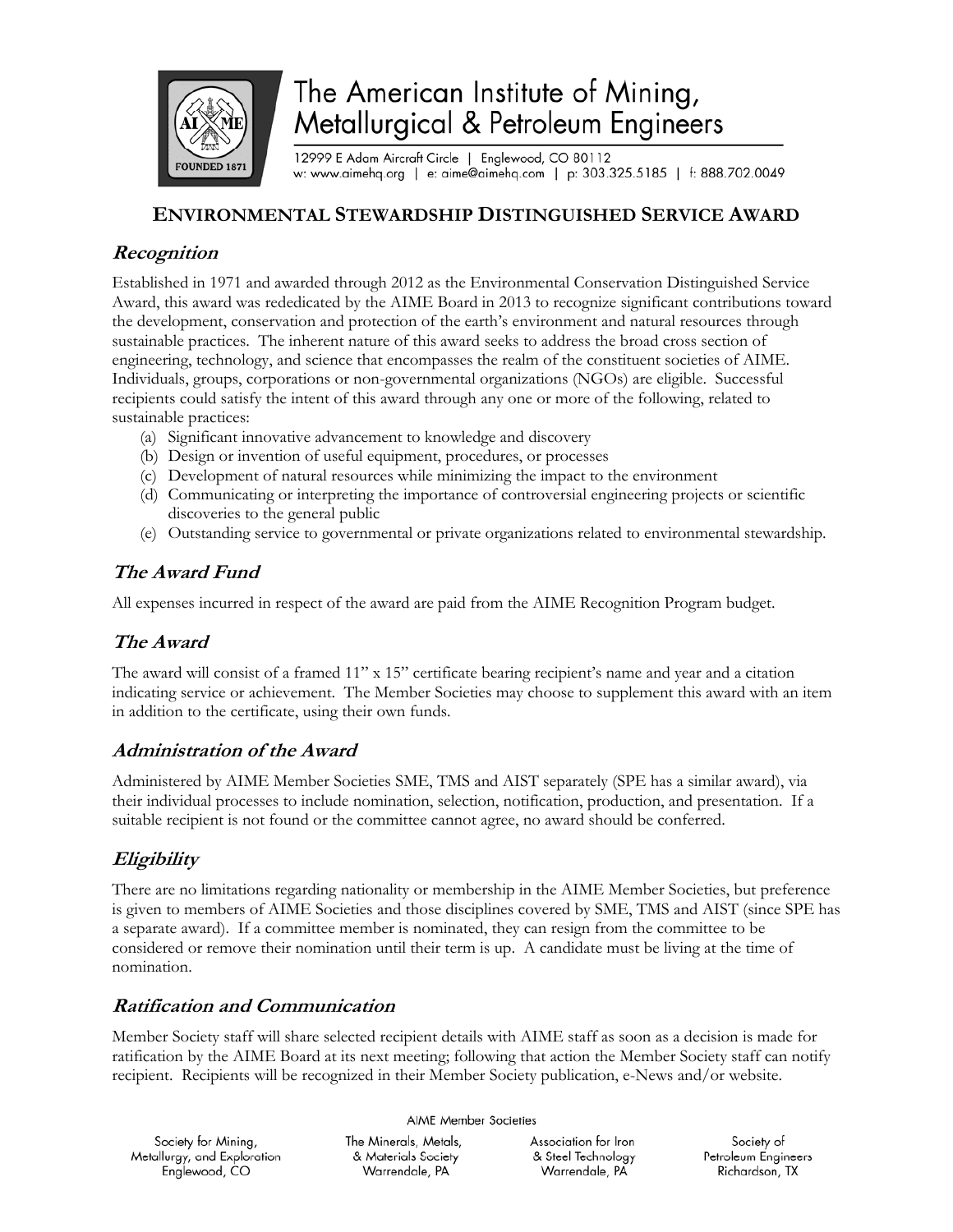# The American Institute of Mining, Metallurgical & Petroleum Engineers

12999 E Adam Aircraft Circle | Englewood, CO 80112
w: www.aimehq.org | e: aime@aimehq.com | p: 303.325.5185 | f: 888.702.0049

## ENVIRONMENTAL STEWARDSHIP DISTINGUISHED SERVICE AWARD

### *Recognition*

Established in 1971 and awarded through 2012 as the Environmental Conservation Distinguished Service Award, this award was rededicated by the AIME Board in 2013 to recognize significant contributions toward the development, conservation and protection of the earth's environment and natural resources through sustainable practices. The inherent nature of this award seeks to address the broad cross section of engineering, technology, and science that encompasses the realm of the constituent societies of AIME. Individuals, groups, corporations or non-governmental organizations (NGOs) are eligible. Successful recipients could satisfy the intent of this award through any one or more of the following, related to sustainable practices:

(a) Significant innovative advancement to knowledge and discovery
(b) Design or invention of useful equipment, procedures, or processes
(c) Development of natural resources while minimizing the impact to the environment
(d) Communicating or interpreting the importance of controversial engineering projects or scientific discoveries to the general public
(e) Outstanding service to governmental or private organizations related to environmental stewardship.

### *The Award Fund*

All expenses incurred in respect of the award are paid from the AIME Recognition Program budget.

### *The Award*

The award will consist of a framed 11" x 15" certificate bearing recipient's name and year and a citation indicating service or achievement. The Member Societies may choose to supplement this award with an item in addition to the certificate, using their own funds.

### *Administration of the Award*

Administered by AIME Member Societies SME, TMS and AIST separately (SPE has a similar award), via their individual processes to include nomination, selection, notification, production, and presentation. If a suitable recipient is not found or the committee cannot agree, no award should be conferred.

### *Eligibility*

There are no limitations regarding nationality or membership in the AIME Member Societies, but preference is given to members of AIME Societies and those disciplines covered by SME, TMS and AIST (since SPE has a separate award). If a committee member is nominated, they can resign from the committee to be considered or remove their nomination until their term is up. A candidate must be living at the time of nomination.

### *Ratification and Communication*

Member Society staff will share selected recipient details with AIME staff as soon as a decision is made for ratification by the AIME Board at its next meeting; following that action the Member Society staff can notify recipient. Recipients will be recognized in their Member Society publication, e-News and/or website.

AIME Member Societies

| Society for Mining, Metallurgy, and Exploration Englewood, CO | The Minerals, Metals, & Materials Society Warrendale, PA | Association for Iron & Steel Technology Warrendale, PA | Society of Petroleum Engineers Richardson, TX |
|---|---|---|---|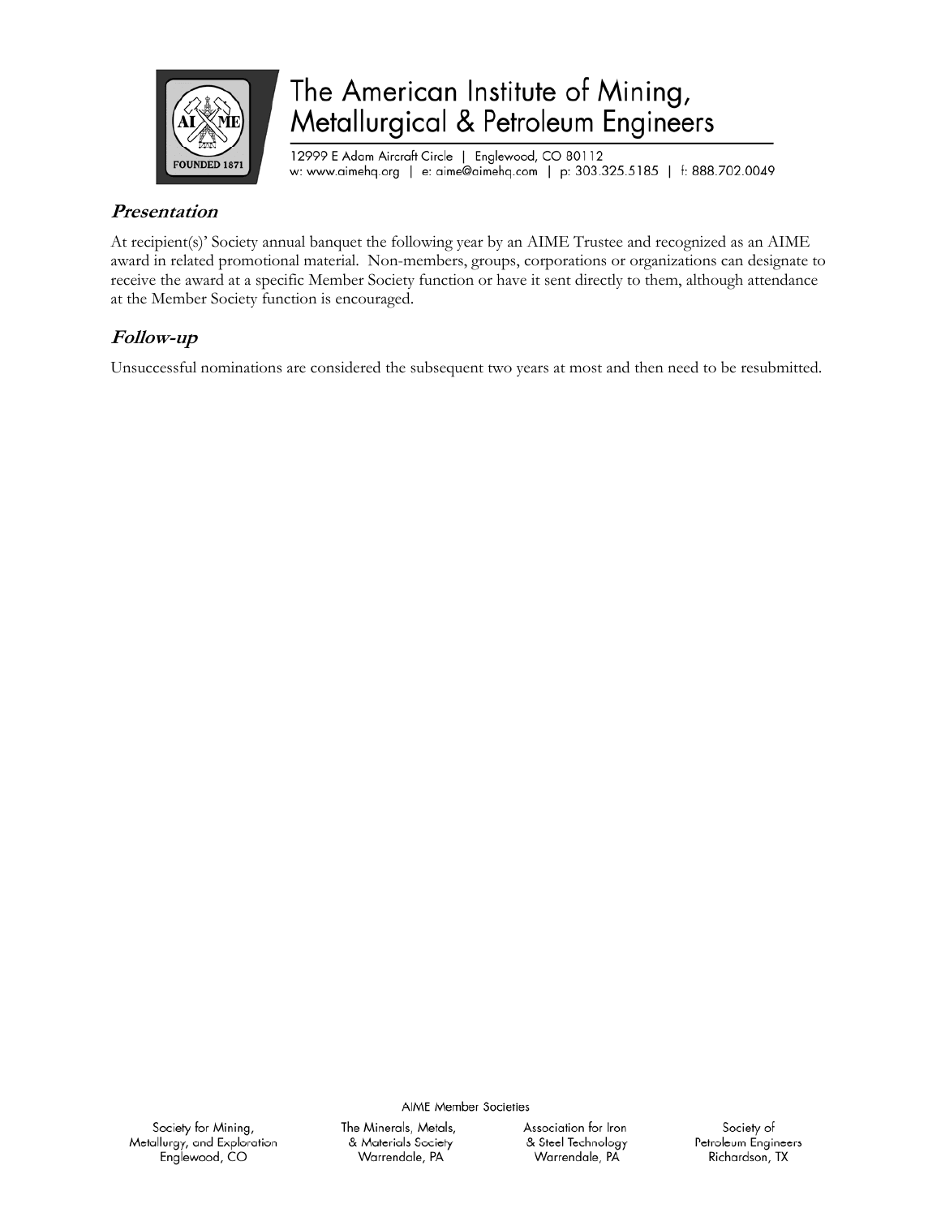### *Presentation*

At recipient(s)' Society annual banquet the following year by an AIME Trustee and recognized as an AIME award in related promotional material. Non-members, groups, corporations or organizations can designate to receive the award at a specific Member Society function or have it sent directly to them, although attendance at the Member Society function is encouraged.

### *Follow-up*

Unsuccessful nominations are considered the subsequent two years at most and then need to be resubmitted.